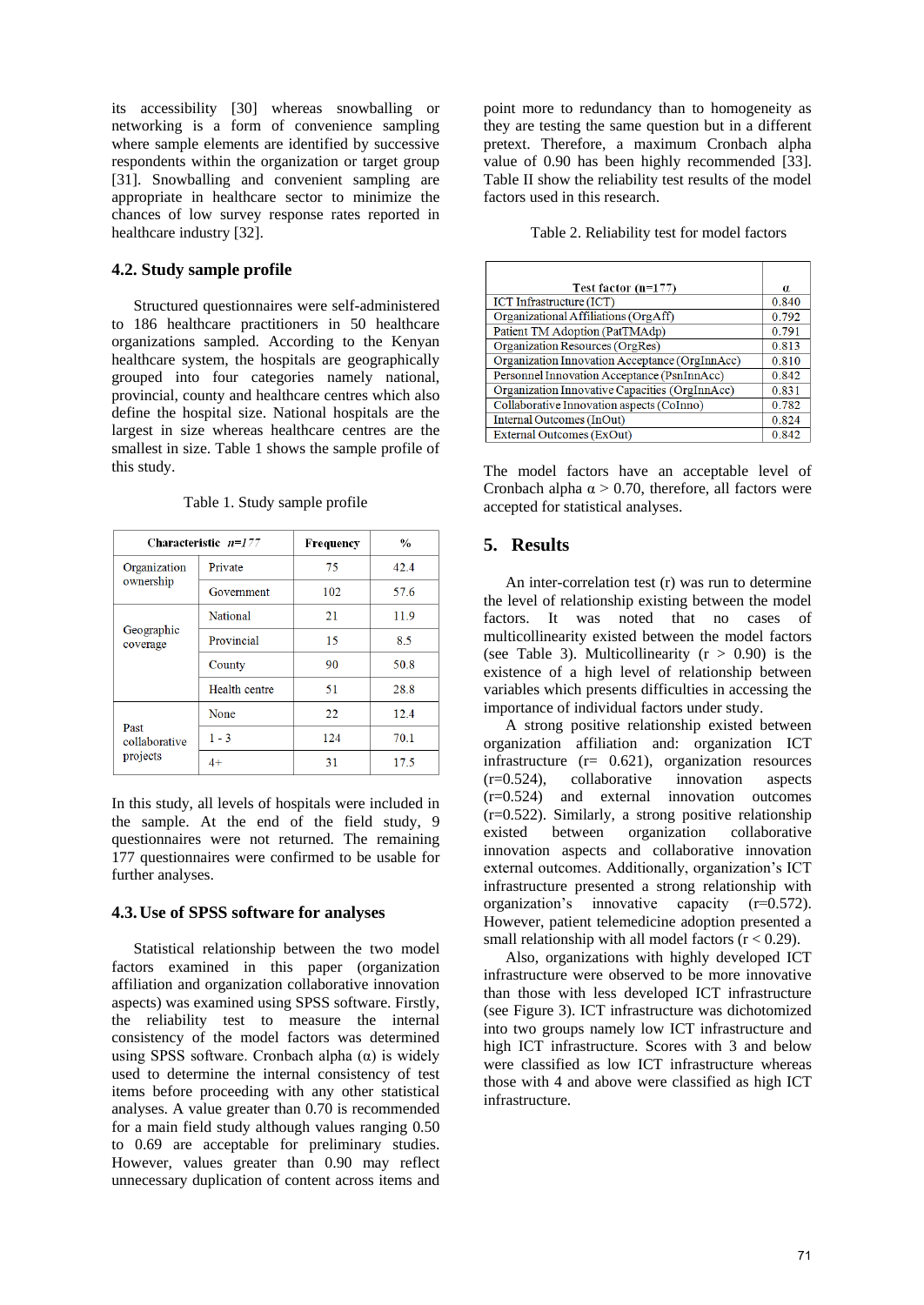its accessibility [30] whereas snowballing or networking is a form of convenience sampling where sample elements are identified by successive respondents within the organization or target group [31]. Snowballing and convenient sampling are appropriate in healthcare sector to minimize the chances of low survey response rates reported in healthcare industry [32].

## 4.2. Study sample profile

Structured questionnaires were self-administered to 186 healthcare practitioners in 50 healthcare organizations sampled. According to the Kenyan healthcare system, the hospitals are geographically grouped into four categories namely national, provincial, county and healthcare centres which also define the hospital size. National hospitals are the largest in size whereas healthcare centres are the smallest in size. Table 1 shows the sample profile of this study.

Table 1. Study sample profile

| Characteristic *n=177* | | Frequency | % |
|---|---|---|---|
| Organization ownership | Private | 75 | 42.4 |
| | Government | 102 | 57.6 |
| Geographic coverage | National | 21 | 11.9 |
| | Provincial | 15 | 8.5 |
| | County | 90 | 50.8 |
| | Health centre | 51 | 28.8 |
| Past collaborative projects | None | 22 | 12.4 |
| | 1 - 3 | 124 | 70.1 |
| | 4+ | 31 | 17.5 |

In this study, all levels of hospitals were included in the sample. At the end of the field study, 9 questionnaires were not returned. The remaining 177 questionnaires were confirmed to be usable for further analyses.

## 4.3. Use of SPSS software for analyses

Statistical relationship between the two model factors examined in this paper (organization affiliation and organization collaborative innovation aspects) was examined using SPSS software. Firstly, the reliability test to measure the internal consistency of the model factors was determined using SPSS software. Cronbach alpha ($\alpha$) is widely used to determine the internal consistency of test items before proceeding with any other statistical analyses. A value greater than 0.70 is recommended for a main field study although values ranging 0.50 to 0.69 are acceptable for preliminary studies. However, values greater than 0.90 may reflect unnecessary duplication of content across items and point more to redundancy than to homogeneity as they are testing the same question but in a different pretext. Therefore, a maximum Cronbach alpha value of 0.90 has been highly recommended [33]. Table II show the reliability test results of the model factors used in this research.

Table 2. Reliability test for model factors

| Test factor (n=177) | $\alpha$ |
|---|---|
| ICT Infrastructure (ICT) | 0.840 |
| Organizational Affiliations (OrgAff) | 0.792 |
| Patient TM Adoption (PatTMAdp) | 0.791 |
| Organization Resources (OrgRes) | 0.813 |
| Organization Innovation Acceptance (OrgInnAcc) | 0.810 |
| Personnel Innovation Acceptance (PsnInnAcc) | 0.842 |
| Organization Innovative Capacities (OrgInnAcc) | 0.831 |
| Collaborative Innovation aspects (CoInno) | 0.782 |
| Internal Outcomes (InOut) | 0.824 |
| External Outcomes (ExOut) | 0.842 |

The model factors have an acceptable level of Cronbach alpha $\alpha > 0.70$, therefore, all factors were accepted for statistical analyses.

# 5. Results

An inter-correlation test (r) was run to determine the level of relationship existing between the model factors. It was noted that no cases of multicollinearity existed between the model factors (see Table 3). Multicollinearity ($r > 0.90$) is the existence of a high level of relationship between variables which presents difficulties in accessing the importance of individual factors under study.

A strong positive relationship existed between organization affiliation and: organization ICT infrastructure ($r= 0.621$), organization resources ($r=0.524$), collaborative innovation aspects ($r=0.524$) and external innovation outcomes ($r=0.522$). Similarly, a strong positive relationship existed between organization collaborative innovation aspects and collaborative innovation external outcomes. Additionally, organization's ICT infrastructure presented a strong relationship with organization's innovative capacity ($r=0.572$). However, patient telemedicine adoption presented a small relationship with all model factors ($r < 0.29$).

Also, organizations with highly developed ICT infrastructure were observed to be more innovative than those with less developed ICT infrastructure (see Figure 3). ICT infrastructure was dichotomized into two groups namely low ICT infrastructure and high ICT infrastructure. Scores with 3 and below were classified as low ICT infrastructure whereas those with 4 and above were classified as high ICT infrastructure.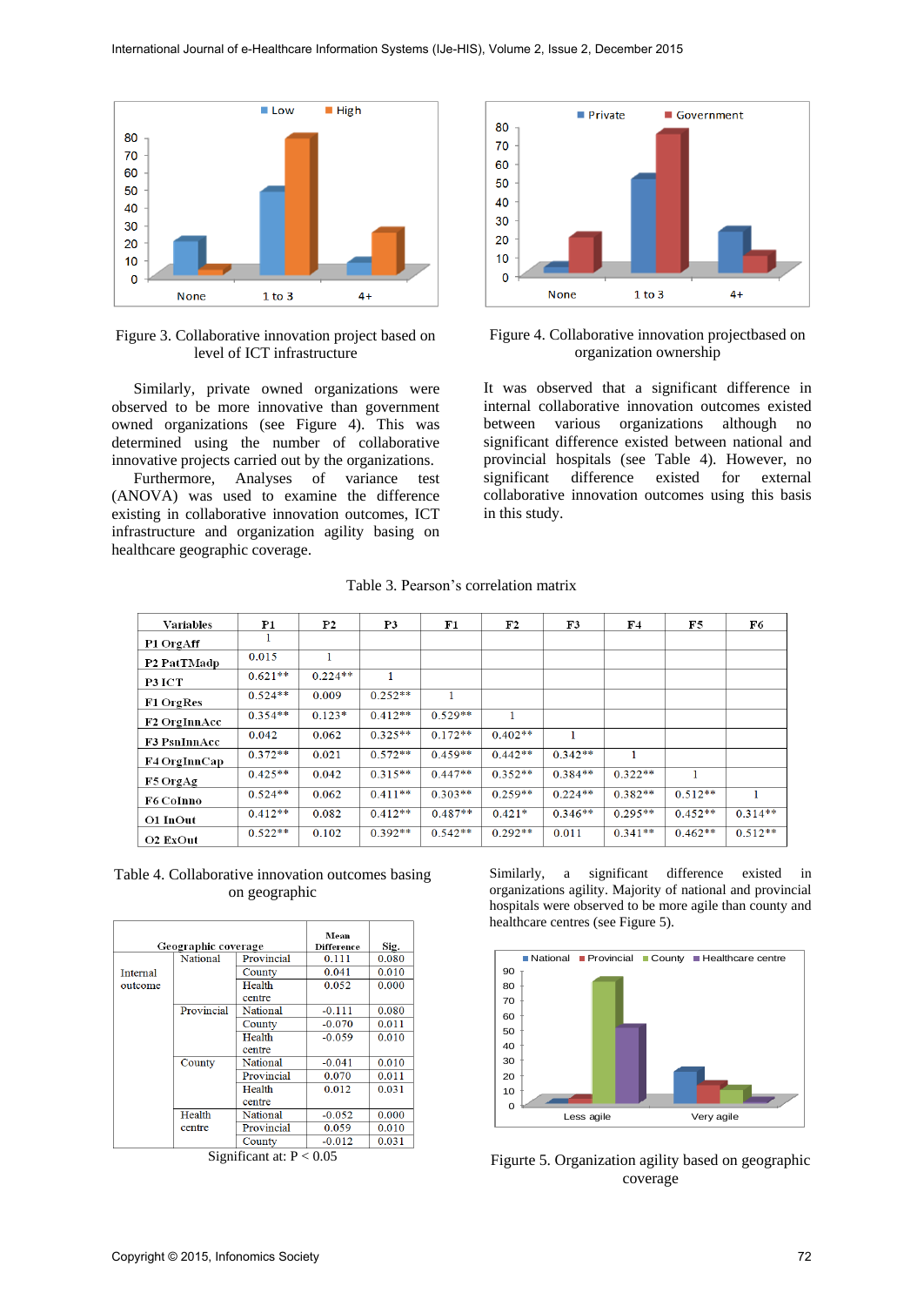Figure 3. Collaborative innovation project based on level of ICT infrastructure

Figure 4. Collaborative innovation projectbased on organization ownership

Similarly, private owned organizations were observed to be more innovative than government owned organizations (see Figure 4). This was determined using the number of collaborative innovative projects carried out by the organizations.

Furthermore, Analyses of variance test (ANOVA) was used to examine the difference existing in collaborative innovation outcomes, ICT infrastructure and organization agility basing on healthcare geographic coverage.

It was observed that a significant difference in internal collaborative innovation outcomes existed between various organizations although no significant difference existed between national and provincial hospitals (see Table 4). However, no significant difference existed for external collaborative innovation outcomes using this basis in this study.

Table 3. Pearson's correlation matrix

| Variables | P1 | P2 | P3 | F1 | F2 | F3 | F4 | F5 | F6 |
|---|---|---|---|---|---|---|---|---|---|
| P1 OrgAff | 1 | | | | | | | | |
| P2 PatTMadp | 0.015 | 1 | | | | | | | |
| P3 ICT | 0.621** | 0.224** | 1 | | | | | | |
| F1 OrgRes | 0.524** | 0.009 | 0.252** | 1 | | | | | |
| F2 OrgInnAcc | 0.354** | 0.123* | 0.412** | 0.529** | 1 | | | | |
| F3 PsnInnAcc | 0.042 | 0.062 | 0.325** | 0.172** | 0.402** | 1 | | | |
| F4 OrgInnCap | 0.372** | 0.021 | 0.572** | 0.459** | 0.442** | 0.342** | 1 | | |
| F5 OrgAg | 0.425** | 0.042 | 0.315** | 0.447** | 0.352** | 0.384** | 0.322** | 1 | |
| F6 CoInno | 0.524** | 0.062 | 0.411** | 0.303** | 0.259** | 0.224** | 0.382** | 0.512** | 1 |
| O1 InOut | 0.412** | 0.082 | 0.412** | 0.487** | 0.421* | 0.346** | 0.295** | 0.452** | 0.314** |
| O2 ExOut | 0.522** | 0.102 | 0.392** | 0.542** | 0.292** | 0.011 | 0.341** | 0.462** | 0.512** |

Table 4. Collaborative innovation outcomes basing on geographic

| Geographic coverage | | | Mean Difference | Sig. |
|---|---|---|---|---|
| Internal outcome | National | Provincial | 0.111 | 0.080 |
| | | County | 0.041 | 0.010 |
| | | Health centre | 0.052 | 0.000 |
| | Provincial | National | -0.111 | 0.080 |
| | | County | -0.070 | 0.011 |
| | | Health centre | -0.059 | 0.010 |
| | County | National | -0.041 | 0.010 |
| | | Provincial | 0.070 | 0.011 |
| | | Health centre | 0.012 | 0.031 |
| | Health centre | National | -0.052 | 0.000 |
| | | Provincial | 0.059 | 0.010 |
| | | County | -0.012 | 0.031 |

Significant at: $P < 0.05$

Similarly, a significant difference existed in organizations agility. Majority of national and provincial hospitals were observed to be more agile than county and healthcare centres (see Figure 5).

Figurte 5. Organization agility based on geographic coverage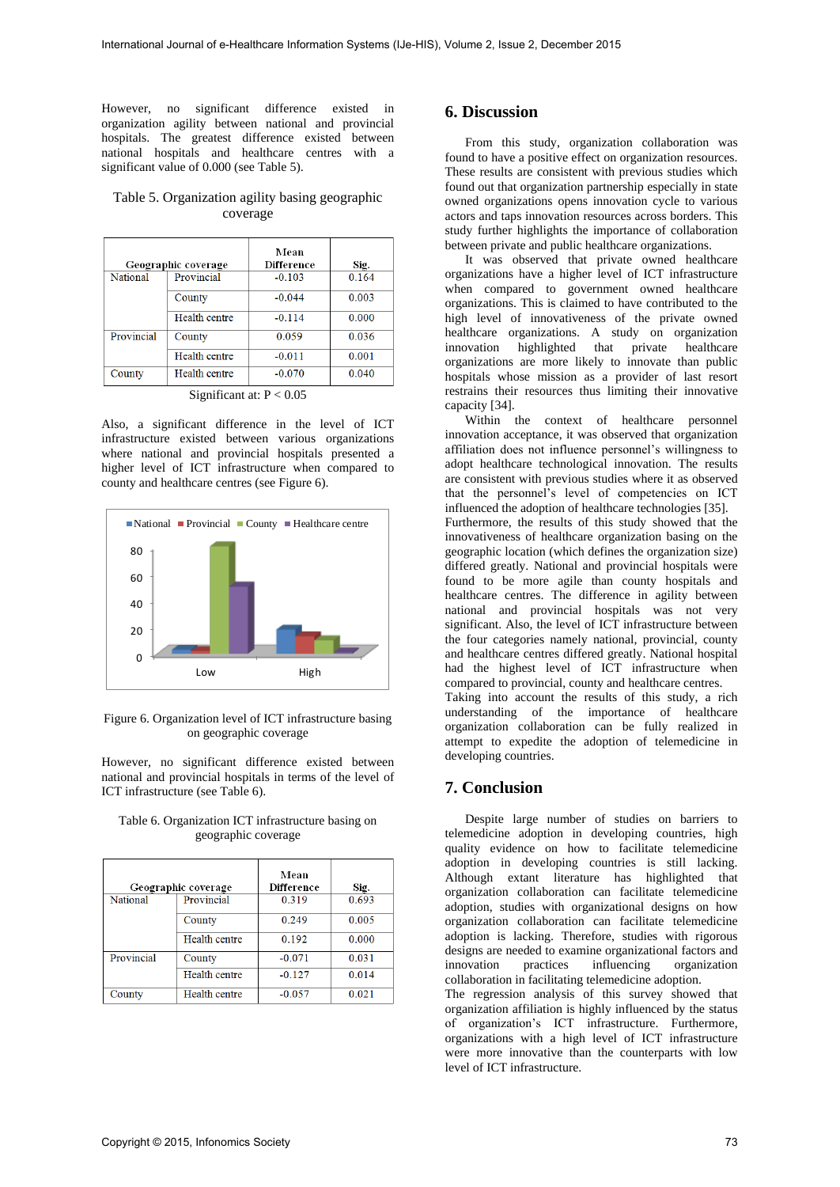However, no significant difference existed in organization agility between national and provincial hospitals. The greatest difference existed between national hospitals and healthcare centres with a significant value of 0.000 (see Table 5).

Table 5. Organization agility basing geographic coverage

| Geographic coverage | | Mean Difference | Sig. |
|---|---|---|---|
| National | Provincial | -0.103 | 0.164 |
| | County | -0.044 | 0.003 |
| | Health centre | -0.114 | 0.000 |
| Provincial | County | 0.059 | 0.036 |
| | Health centre | -0.011 | 0.001 |
| County | Health centre | -0.070 | 0.040 |

Significant at: $P < 0.05$

Also, a significant difference in the level of ICT infrastructure existed between various organizations where national and provincial hospitals presented a higher level of ICT infrastructure when compared to county and healthcare centres (see Figure 6).

Figure 6. Organization level of ICT infrastructure basing on geographic coverage

However, no significant difference existed between national and provincial hospitals in terms of the level of ICT infrastructure (see Table 6).

Table 6. Organization ICT infrastructure basing on geographic coverage

| Geographic coverage | | Mean Difference | Sig. |
|---|---|---|---|
| National | Provincial | 0.319 | 0.693 |
| | County | 0.249 | 0.005 |
| | Health centre | 0.192 | 0.000 |
| Provincial | County | -0.071 | 0.031 |
| | Health centre | -0.127 | 0.014 |
| County | Health centre | -0.057 | 0.021 |

## 6. Discussion

From this study, organization collaboration was found to have a positive effect on organization resources. These results are consistent with previous studies which found out that organization partnership especially in state owned organizations opens innovation cycle to various actors and taps innovation resources across borders. This study further highlights the importance of collaboration between private and public healthcare organizations.

It was observed that private owned healthcare organizations have a higher level of ICT infrastructure when compared to government owned healthcare organizations. This is claimed to have contributed to the high level of innovativeness of the private owned healthcare organizations. A study on organization innovation highlighted that private healthcare organizations are more likely to innovate than public hospitals whose mission as a provider of last resort restrains their resources thus limiting their innovative capacity [34].

Within the context of healthcare personnel innovation acceptance, it was observed that organization affiliation does not influence personnel's willingness to adopt healthcare technological innovation. The results are consistent with previous studies where it as observed that the personnel's level of competencies on ICT influenced the adoption of healthcare technologies [35]. Furthermore, the results of this study showed that the innovativeness of healthcare organization basing on the geographic location (which defines the organization size) differed greatly. National and provincial hospitals were found to be more agile than county hospitals and healthcare centres. The difference in agility between national and provincial hospitals was not very significant. Also, the level of ICT infrastructure between the four categories namely national, provincial, county and healthcare centres differed greatly. National hospital had the highest level of ICT infrastructure when compared to provincial, county and healthcare centres. Taking into account the results of this study, a rich understanding of the importance of healthcare organization collaboration can be fully realized in attempt to expedite the adoption of telemedicine in developing countries.

## 7. Conclusion

Despite large number of studies on barriers to telemedicine adoption in developing countries, high quality evidence on how to facilitate telemedicine adoption in developing countries is still lacking. Although extant literature has highlighted that organization collaboration can facilitate telemedicine adoption, studies with organizational designs on how organization collaboration can facilitate telemedicine adoption is lacking. Therefore, studies with rigorous designs are needed to examine organizational factors and innovation practices influencing organization collaboration in facilitating telemedicine adoption.

The regression analysis of this survey showed that organization affiliation is highly influenced by the status of organization's ICT infrastructure. Furthermore, organizations with a high level of ICT infrastructure were more innovative than the counterparts with low level of ICT infrastructure.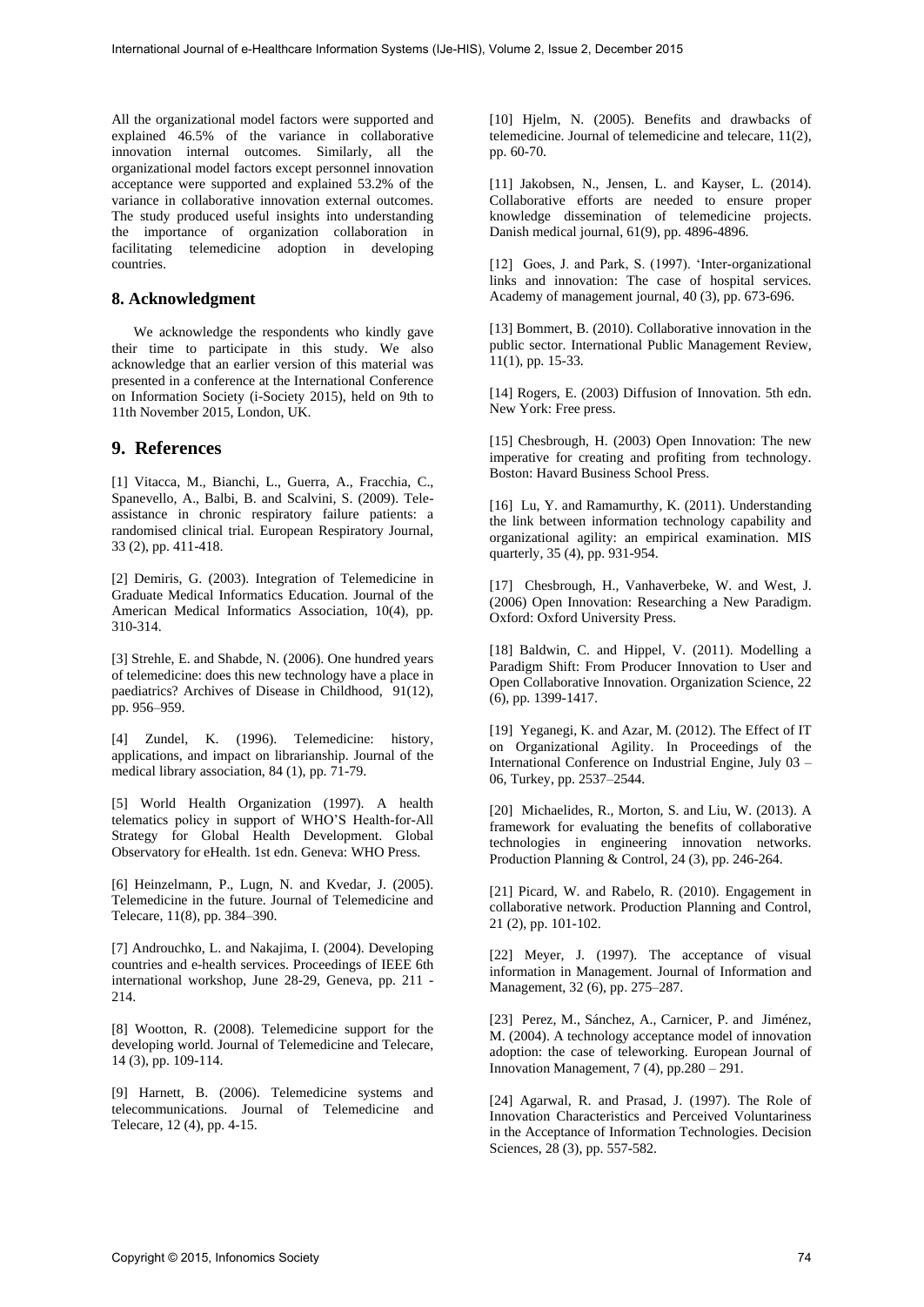All the organizational model factors were supported and explained 46.5% of the variance in collaborative innovation internal outcomes. Similarly, all the organizational model factors except personnel innovation acceptance were supported and explained 53.2% of the variance in collaborative innovation external outcomes. The study produced useful insights into understanding the importance of organization collaboration in facilitating telemedicine adoption in developing countries.

## 8. Acknowledgment

We acknowledge the respondents who kindly gave their time to participate in this study. We also acknowledge that an earlier version of this material was presented in a conference at the International Conference on Information Society (i-Society 2015), held on 9th to 11th November 2015, London, UK.

## 9. References

[1] Vitacca, M., Bianchi, L., Guerra, A., Fracchia, C., Spanevello, A., Balbi, B. and Scalvini, S. (2009). Tele-assistance in chronic respiratory failure patients: a randomised clinical trial. European Respiratory Journal, 33 (2), pp. 411-418.

[2] Demiris, G. (2003). Integration of Telemedicine in Graduate Medical Informatics Education. Journal of the American Medical Informatics Association, 10(4), pp. 310-314.

[3] Strehle, E. and Shabde, N. (2006). One hundred years of telemedicine: does this new technology have a place in paediatrics? Archives of Disease in Childhood, 91(12), pp. 956–959.

[4] Zundel, K. (1996). Telemedicine: history, applications, and impact on librarianship. Journal of the medical library association, 84 (1), pp. 71-79.

[5] World Health Organization (1997). A health telematics policy in support of WHO'S Health-for-All Strategy for Global Health Development. Global Observatory for eHealth. 1st edn. Geneva: WHO Press.

[6] Heinzelmann, P., Lugn, N. and Kvedar, J. (2005). Telemedicine in the future. Journal of Telemedicine and Telecare, 11(8), pp. 384–390.

[7] Androuchko, L. and Nakajima, I. (2004). Developing countries and e-health services. Proceedings of IEEE 6th international workshop, June 28-29, Geneva, pp. 211 - 214.

[8] Wootton, R. (2008). Telemedicine support for the developing world. Journal of Telemedicine and Telecare, 14 (3), pp. 109-114.

[9] Harnett, B. (2006). Telemedicine systems and telecommunications. Journal of Telemedicine and Telecare, 12 (4), pp. 4-15.

[10] Hjelm, N. (2005). Benefits and drawbacks of telemedicine. Journal of telemedicine and telecare, 11(2), pp. 60-70.

[11] Jakobsen, N., Jensen, L. and Kayser, L. (2014). Collaborative efforts are needed to ensure proper knowledge dissemination of telemedicine projects. Danish medical journal, 61(9), pp. 4896-4896.

[12] Goes, J. and Park, S. (1997). 'Inter-organizational links and innovation: The case of hospital services. Academy of management journal, 40 (3), pp. 673-696.

[13] Bommert, B. (2010). Collaborative innovation in the public sector. International Public Management Review, 11(1), pp. 15-33.

[14] Rogers, E. (2003) Diffusion of Innovation. 5th edn. New York: Free press.

[15] Chesbrough, H. (2003) Open Innovation: The new imperative for creating and profiting from technology. Boston: Havard Business School Press.

[16] Lu, Y. and Ramamurthy, K. (2011). Understanding the link between information technology capability and organizational agility: an empirical examination. MIS quarterly, 35 (4), pp. 931-954.

[17] Chesbrough, H., Vanhaverbeke, W. and West, J. (2006) Open Innovation: Researching a New Paradigm. Oxford: Oxford University Press.

[18] Baldwin, C. and Hippel, V. (2011). Modelling a Paradigm Shift: From Producer Innovation to User and Open Collaborative Innovation. Organization Science, 22 (6), pp. 1399-1417.

[19] Yeganegi, K. and Azar, M. (2012). The Effect of IT on Organizational Agility. In Proceedings of the International Conference on Industrial Engine, July 03 – 06, Turkey, pp. 2537–2544.

[20] Michaelides, R., Morton, S. and Liu, W. (2013). A framework for evaluating the benefits of collaborative technologies in engineering innovation networks. Production Planning & Control, 24 (3), pp. 246-264.

[21] Picard, W. and Rabelo, R. (2010). Engagement in collaborative network. Production Planning and Control, 21 (2), pp. 101-102.

[22] Meyer, J. (1997). The acceptance of visual information in Management. Journal of Information and Management, 32 (6), pp. 275–287.

[23] Perez, M., Sánchez, A., Carnicer, P. and Jiménez, M. (2004). A technology acceptance model of innovation adoption: the case of teleworking. European Journal of Innovation Management, 7 (4), pp.280 – 291.

[24] Agarwal, R. and Prasad, J. (1997). The Role of Innovation Characteristics and Perceived Voluntariness in the Acceptance of Information Technologies. Decision Sciences, 28 (3), pp. 557-582.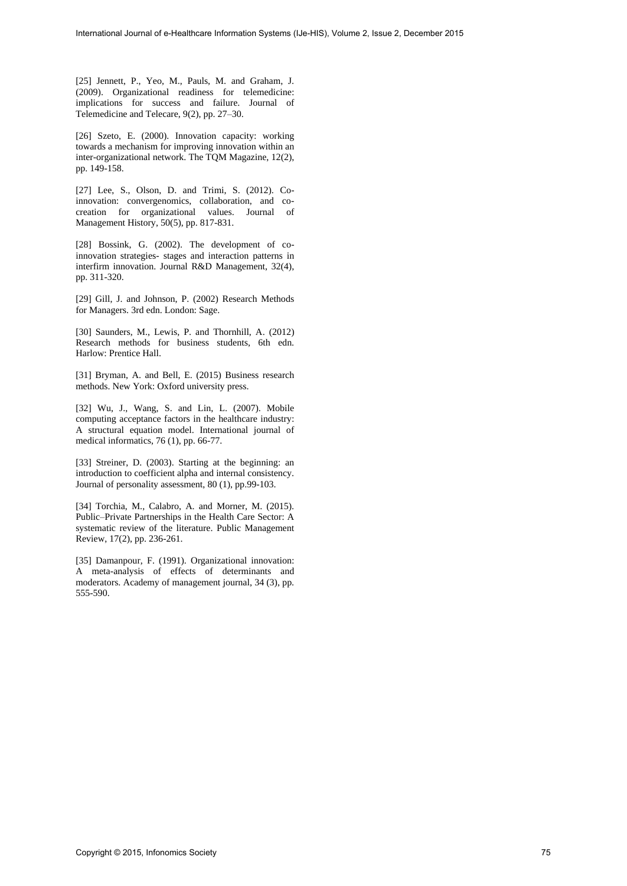[25] Jennett, P., Yeo, M., Pauls, M. and Graham, J. (2009). Organizational readiness for telemedicine: implications for success and failure. Journal of Telemedicine and Telecare, 9(2), pp. 27–30.

[26] Szeto, E. (2000). Innovation capacity: working towards a mechanism for improving innovation within an inter-organizational network. The TQM Magazine, 12(2), pp. 149-158.

[27] Lee, S., Olson, D. and Trimi, S. (2012). Co-innovation: convergenomics, collaboration, and co-creation for organizational values. Journal of Management History, 50(5), pp. 817-831.

[28] Bossink, G. (2002). The development of co-innovation strategies- stages and interaction patterns in interfirm innovation. Journal R&D Management, 32(4), pp. 311-320.

[29] Gill, J. and Johnson, P. (2002) Research Methods for Managers. 3rd edn. London: Sage.

[30] Saunders, M., Lewis, P. and Thornhill, A. (2012) Research methods for business students, 6th edn. Harlow: Prentice Hall.

[31] Bryman, A. and Bell, E. (2015) Business research methods. New York: Oxford university press.

[32] Wu, J., Wang, S. and Lin, L. (2007). Mobile computing acceptance factors in the healthcare industry: A structural equation model. International journal of medical informatics, 76 (1), pp. 66-77.

[33] Streiner, D. (2003). Starting at the beginning: an introduction to coefficient alpha and internal consistency. Journal of personality assessment, 80 (1), pp.99-103.

[34] Torchia, M., Calabro, A. and Morner, M. (2015). Public–Private Partnerships in the Health Care Sector: A systematic review of the literature. Public Management Review, 17(2), pp. 236-261.

[35] Damanpour, F. (1991). Organizational innovation: A meta-analysis of effects of determinants and moderators. Academy of management journal, 34 (3), pp. 555-590.